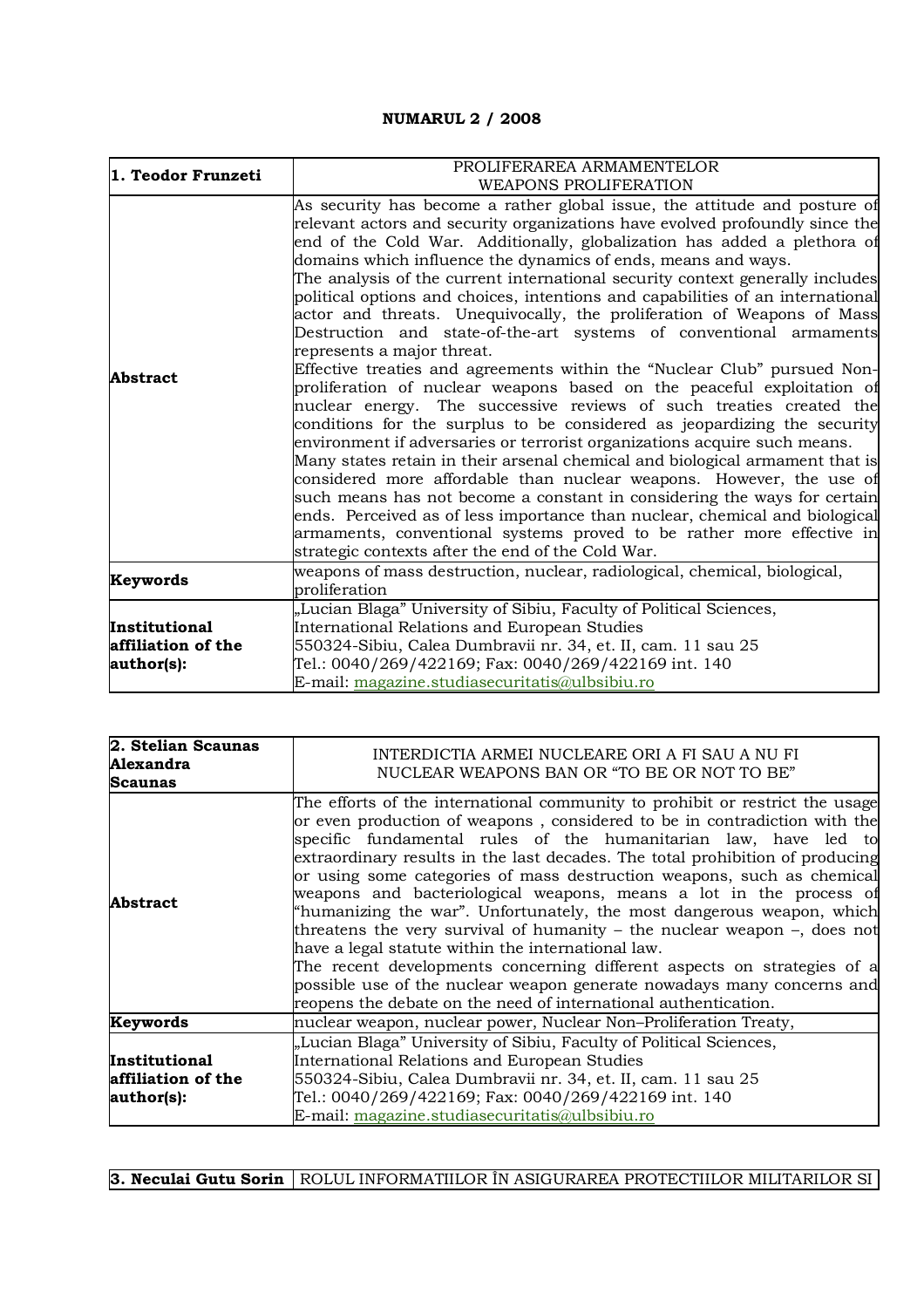**NUMARUL 2 / 2008**

| 1. Teodor Frunzeti | PROLIFERAREA ARMAMENTELOR<br>WEAPONS PROLIFERATION |
|---|---|
| **Abstract** | As security has become a rather global issue, the attitude and posture of relevant actors and security organizations have evolved profoundly since the end of the Cold War. Additionally, globalization has added a plethora of domains which influence the dynamics of ends, means and ways.<br>The analysis of the current international security context generally includes political options and choices, intentions and capabilities of an international actor and threats. Unequivocally, the proliferation of Weapons of Mass Destruction and state-of-the-art systems of conventional armaments represents a major threat.<br>Effective treaties and agreements within the "Nuclear Club" pursued Non-proliferation of nuclear weapons based on the peaceful exploitation of nuclear energy. The successive reviews of such treaties created the conditions for the surplus to be considered as jeopardizing the security environment if adversaries or terrorist organizations acquire such means.<br>Many states retain in their arsenal chemical and biological armament that is considered more affordable than nuclear weapons. However, the use of such means has not become a constant in considering the ways for certain ends. Perceived as of less importance than nuclear, chemical and biological armaments, conventional systems proved to be rather more effective in strategic contexts after the end of the Cold War. |
| **Keywords** | weapons of mass destruction, nuclear, radiological, chemical, biological, proliferation |
| **Institutional affiliation of the author(s):** | „Lucian Blaga" University of Sibiu, Faculty of Political Sciences, International Relations and European Studies<br>550324-Sibiu, Calea Dumbravii nr. 34, et. II, cam. 11 sau 25<br>Tel.: 0040/269/422169; Fax: 0040/269/422169 int. 140<br>E-mail: magazine.studiasecuritatis@ulbsibiu.ro |

| 2. Stelian Scaunas<br>Alexandra Scaunas | INTERDICTIA ARMEI NUCLEARE ORI A FI SAU A NU FI<br>NUCLEAR WEAPONS BAN OR "TO BE OR NOT TO BE" |
|---|---|
| **Abstract** | The efforts of the international community to prohibit or restrict the usage or even production of weapons , considered to be in contradiction with the specific fundamental rules of the humanitarian law, have led to extraordinary results in the last decades. The total prohibition of producing or using some categories of mass destruction weapons, such as chemical weapons and bacteriological weapons, means a lot in the process of "humanizing the war". Unfortunately, the most dangerous weapon, which threatens the very survival of humanity – the nuclear weapon –, does not have a legal statute within the international law.<br>The recent developments concerning different aspects on strategies of a possible use of the nuclear weapon generate nowadays many concerns and reopens the debate on the need of international authentication. |
| **Keywords** | nuclear weapon, nuclear power, Nuclear Non–Proliferation Treaty, |
| **Institutional affiliation of the author(s):** | „Lucian Blaga" University of Sibiu, Faculty of Political Sciences, International Relations and European Studies<br>550324-Sibiu, Calea Dumbravii nr. 34, et. II, cam. 11 sau 25<br>Tel.: 0040/269/422169; Fax: 0040/269/422169 int. 140<br>E-mail: magazine.studiasecuritatis@ulbsibiu.ro |

| 3. Neculai Gutu Sorin | ROLUL INFORMATIILOR ÎN ASIGURAREA PROTECTIILOR MILITARILOR SI |
|---|---|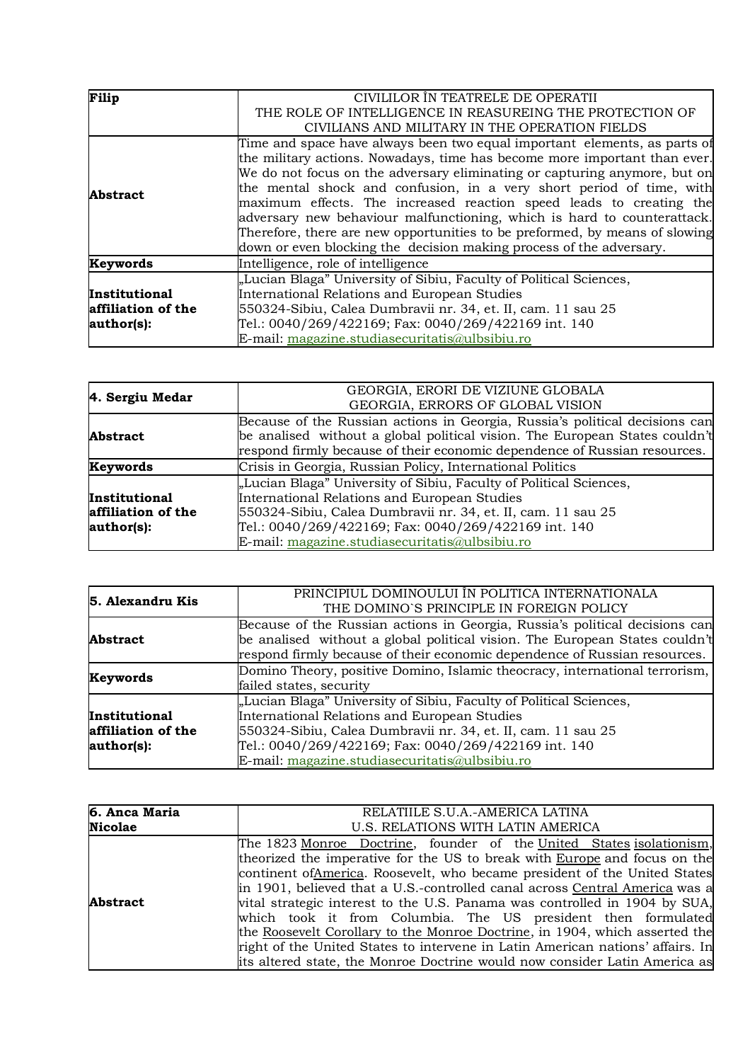| Filip | CIVILILOR ÎN TEATRELE DE OPERATII<br>THE ROLE OF INTELLIGENCE IN REASUREING THE PROTECTION OF CIVILIANS AND MILITARY IN THE OPERATION FIELDS |
|---|---|
| **Abstract** | Time and space have always been two equal important elements, as parts of the military actions. Nowadays, time has become more important than ever. We do not focus on the adversary eliminating or capturing anymore, but on the mental shock and confusion, in a very short period of time, with maximum effects. The increased reaction speed leads to creating the adversary new behaviour malfunctioning, which is hard to counterattack. Therefore, there are new opportunities to be preformed, by means of slowing down or even blocking the decision making process of the adversary. |
| **Keywords** | Intelligence, role of intelligence |
| **Institutional affiliation of the author(s):** | „Lucian Blaga" University of Sibiu, Faculty of Political Sciences, International Relations and European Studies<br>550324-Sibiu, Calea Dumbravii nr. 34, et. II, cam. 11 sau 25<br>Tel.: 0040/269/422169; Fax: 0040/269/422169 int. 140<br>E-mail: magazine.studiasecuritatis@ulbsibiu.ro |

| **4. Sergiu Medar** | GEORGIA, ERORI DE VIZIUNE GLOBALA<br>GEORGIA, ERRORS OF GLOBAL VISION |
|---|---|
| **Abstract** | Because of the Russian actions in Georgia, Russia's political decisions can be analised without a global political vision. The European States couldn't respond firmly because of their economic dependence of Russian resources. |
| **Keywords** | Crisis in Georgia, Russian Policy, International Politics |
| **Institutional affiliation of the author(s):** | „Lucian Blaga" University of Sibiu, Faculty of Political Sciences, International Relations and European Studies<br>550324-Sibiu, Calea Dumbravii nr. 34, et. II, cam. 11 sau 25<br>Tel.: 0040/269/422169; Fax: 0040/269/422169 int. 140<br>E-mail: magazine.studiasecuritatis@ulbsibiu.ro |

| **5. Alexandru Kis** | PRINCIPIUL DOMINOULUI ÎN POLITICA INTERNATIONALA<br>THE DOMINO`S PRINCIPLE IN FOREIGN POLICY |
|---|---|
| **Abstract** | Because of the Russian actions in Georgia, Russia's political decisions can be analised without a global political vision. The European States couldn't respond firmly because of their economic dependence of Russian resources. |
| **Keywords** | Domino Theory, positive Domino, Islamic theocracy, international terrorism, failed states, security |
| **Institutional affiliation of the author(s):** | „Lucian Blaga" University of Sibiu, Faculty of Political Sciences, International Relations and European Studies<br>550324-Sibiu, Calea Dumbravii nr. 34, et. II, cam. 11 sau 25<br>Tel.: 0040/269/422169; Fax: 0040/269/422169 int. 140<br>E-mail: magazine.studiasecuritatis@ulbsibiu.ro |

| **6. Anca Maria Nicolae** | RELATIILE S.U.A.-AMERICA LATINA<br>U.S. RELATIONS WITH LATIN AMERICA |
|---|---|
| **Abstract** | The 1823 Monroe Doctrine, founder of the United States isolationism, theorized the imperative for the US to break with Europe and focus on the continent ofAmerica. Roosevelt, who became president of the United States in 1901, believed that a U.S.-controlled canal across Central America was a vital strategic interest to the U.S. Panama was controlled in 1904 by SUA, which took it from Columbia. The US president then formulated the Roosevelt Corollary to the Monroe Doctrine, in 1904, which asserted the right of the United States to intervene in Latin American nations' affairs. In its altered state, the Monroe Doctrine would now consider Latin America as |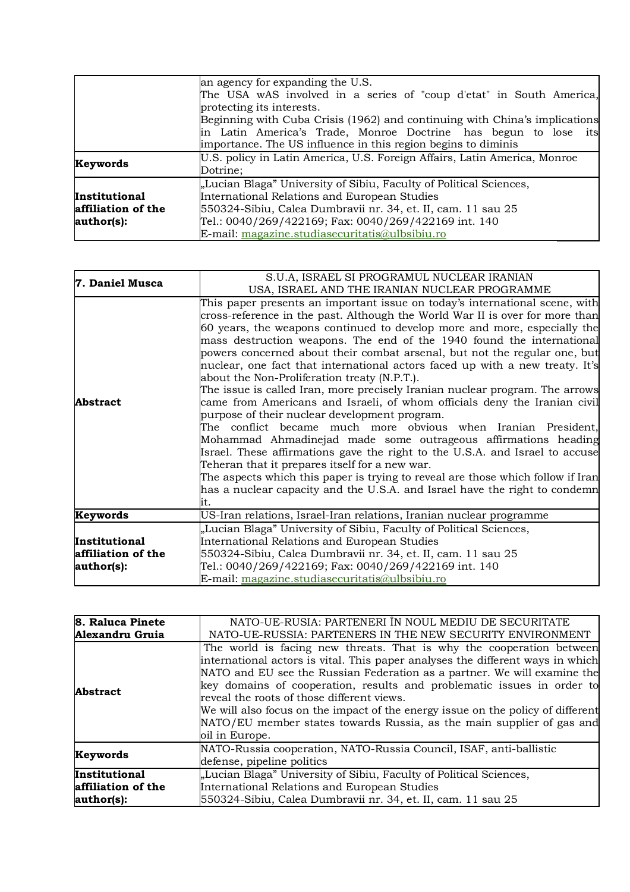| | |
|---|---|
| | an agency for expanding the U.S.<br>The USA wAS involved in a series of "coup d'etat" in South America, protecting its interests.<br>Beginning with Cuba Crisis (1962) and continuing with China's implications in Latin America's Trade, Monroe Doctrine has begun to lose its importance. The US influence in this region begins to diminis |
| **Keywords** | U.S. policy in Latin America, U.S. Foreign Affairs, Latin America, Monroe Dotrine; |
| **Institutional affiliation of the author(s):** | „Lucian Blaga" University of Sibiu, Faculty of Political Sciences, International Relations and European Studies<br>550324-Sibiu, Calea Dumbravii nr. 34, et. II, cam. 11 sau 25<br>Tel.: 0040/269/422169; Fax: 0040/269/422169 int. 140<br>E-mail: magazine.studiasecuritatis@ulbsibiu.ro |

| **7. Daniel Musca** | S.U.A, ISRAEL SI PROGRAMUL NUCLEAR IRANIAN<br>USA, ISRAEL AND THE IRANIAN NUCLEAR PROGRAMME |
|---|---|
| **Abstract** | This paper presents an important issue on today's international scene, with cross-reference in the past. Although the World War II is over for more than 60 years, the weapons continued to develop more and more, especially the mass destruction weapons. The end of the 1940 found the international powers concerned about their combat arsenal, but not the regular one, but nuclear, one fact that international actors faced up with a new treaty. It's about the Non-Proliferation treaty (N.P.T.).<br>The issue is called Iran, more precisely Iranian nuclear program. The arrows came from Americans and Israeli, of whom officials deny the Iranian civil purpose of their nuclear development program.<br>The conflict became much more obvious when Iranian President, Mohammad Ahmadinejad made some outrageous affirmations heading Israel. These affirmations gave the right to the U.S.A. and Israel to accuse Teheran that it prepares itself for a new war.<br>The aspects which this paper is trying to reveal are those which follow if Iran has a nuclear capacity and the U.S.A. and Israel have the right to condemn it. |
| **Keywords** | US-Iran relations, Israel-Iran relations, Iranian nuclear programme |
| **Institutional affiliation of the author(s):** | „Lucian Blaga" University of Sibiu, Faculty of Political Sciences, International Relations and European Studies<br>550324-Sibiu, Calea Dumbravii nr. 34, et. II, cam. 11 sau 25<br>Tel.: 0040/269/422169; Fax: 0040/269/422169 int. 140<br>E-mail: magazine.studiasecuritatis@ulbsibiu.ro |

| **8. Raluca Pinete<br>Alexandru Gruia** | NATO-UE-RUSIA: PARTENERI ÎN NOUL MEDIU DE SECURITATE<br>NATO-UE-RUSSIA: PARTENERS IN THE NEW SECURITY ENVIRONMENT |
|---|---|
| **Abstract** | The world is facing new threats. That is why the cooperation between international actors is vital. This paper analyses the different ways in which NATO and EU see the Russian Federation as a partner. We will examine the key domains of cooperation, results and problematic issues in order to reveal the roots of those different views.<br>We will also focus on the impact of the energy issue on the policy of different NATO/EU member states towards Russia, as the main supplier of gas and oil in Europe. |
| **Keywords** | NATO-Russia cooperation, NATO-Russia Council, ISAF, anti-ballistic defense, pipeline politics |
| **Institutional affiliation of the author(s):** | „Lucian Blaga" University of Sibiu, Faculty of Political Sciences, International Relations and European Studies<br>550324-Sibiu, Calea Dumbravii nr. 34, et. II, cam. 11 sau 25 |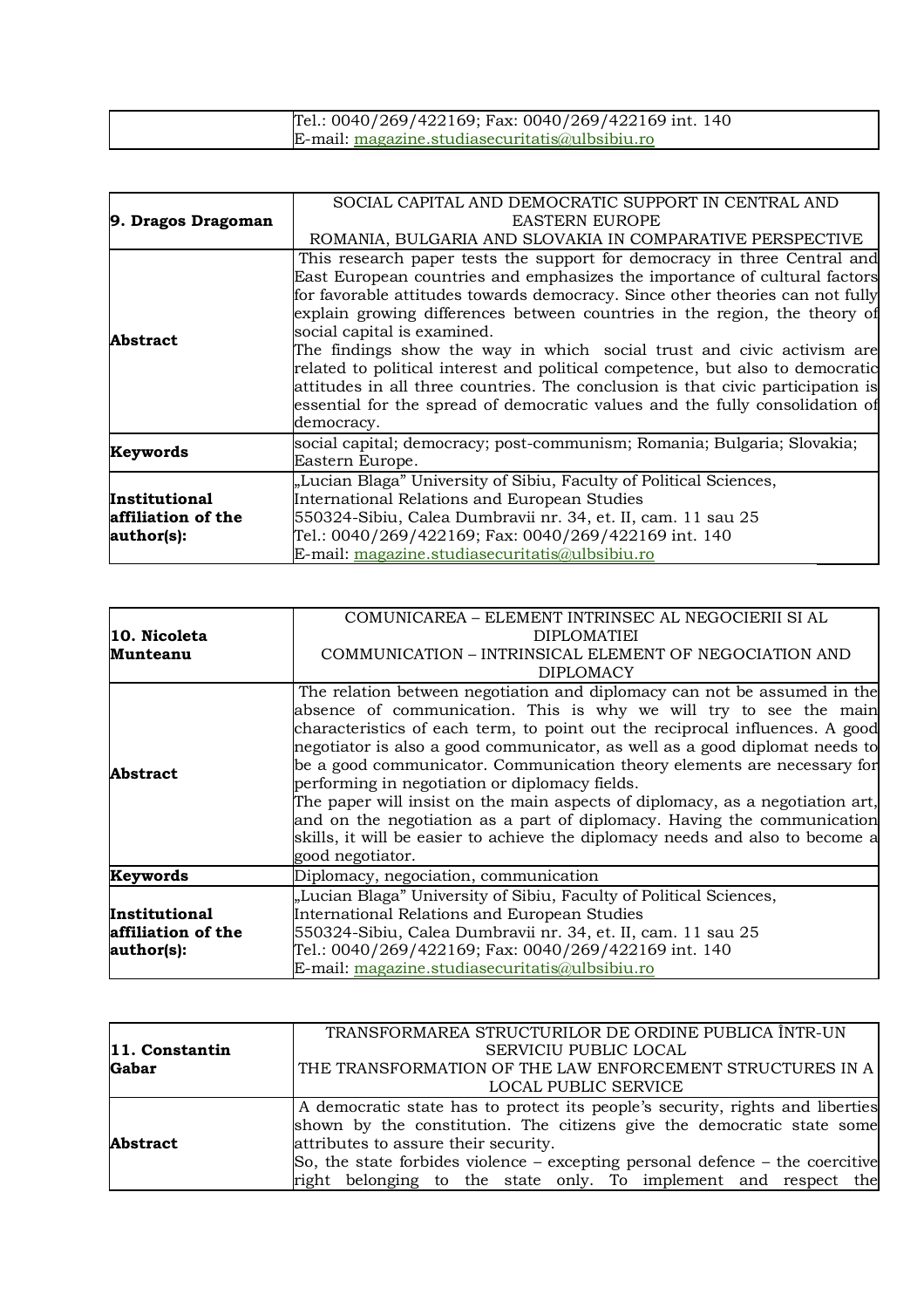| | |
|---|---|
| | Tel.: 0040/269/422169; Fax: 0040/269/422169 int. 140<br>E-mail: magazine.studiasecuritatis@ulbsibiu.ro |

| **9. Dragos Dragoman** | SOCIAL CAPITAL AND DEMOCRATIC SUPPORT IN CENTRAL AND EASTERN EUROPE<br>ROMANIA, BULGARIA AND SLOVAKIA IN COMPARATIVE PERSPECTIVE |
|---|---|
| **Abstract** | This research paper tests the support for democracy in three Central and East European countries and emphasizes the importance of cultural factors for favorable attitudes towards democracy. Since other theories can not fully explain growing differences between countries in the region, the theory of social capital is examined.<br>The findings show the way in which social trust and civic activism are related to political interest and political competence, but also to democratic attitudes in all three countries. The conclusion is that civic participation is essential for the spread of democratic values and the fully consolidation of democracy. |
| **Keywords** | social capital; democracy; post-communism; Romania; Bulgaria; Slovakia; Eastern Europe. |
| **Institutional affiliation of the author(s):** | „Lucian Blaga" University of Sibiu, Faculty of Political Sciences, International Relations and European Studies<br>550324-Sibiu, Calea Dumbravii nr. 34, et. II, cam. 11 sau 25<br>Tel.: 0040/269/422169; Fax: 0040/269/422169 int. 140<br>E-mail: magazine.studiasecuritatis@ulbsibiu.ro |

| **10. Nicoleta Munteanu** | COMUNICAREA – ELEMENT INTRINSEC AL NEGOCIERII SI AL DIPLOMATIEI<br>COMMUNICATION – INTRINSICAL ELEMENT OF NEGOCIATION AND DIPLOMACY |
|---|---|
| **Abstract** | The relation between negotiation and diplomacy can not be assumed in the absence of communication. This is why we will try to see the main characteristics of each term, to point out the reciprocal influences. A good negotiator is also a good communicator, as well as a good diplomat needs to be a good communicator. Communication theory elements are necessary for performing in negotiation or diplomacy fields.<br>The paper will insist on the main aspects of diplomacy, as a negotiation art, and on the negotiation as a part of diplomacy. Having the communication skills, it will be easier to achieve the diplomacy needs and also to become a good negotiator. |
| **Keywords** | Diplomacy, negociation, communication |
| **Institutional affiliation of the author(s):** | „Lucian Blaga" University of Sibiu, Faculty of Political Sciences, International Relations and European Studies<br>550324-Sibiu, Calea Dumbravii nr. 34, et. II, cam. 11 sau 25<br>Tel.: 0040/269/422169; Fax: 0040/269/422169 int. 140<br>E-mail: magazine.studiasecuritatis@ulbsibiu.ro |

| **11. Constantin Gabar** | TRANSFORMAREA STRUCTURILOR DE ORDINE PUBLICA ÎNTR-UN SERVICIU PUBLIC LOCAL<br>THE TRANSFORMATION OF THE LAW ENFORCEMENT STRUCTURES IN A LOCAL PUBLIC SERVICE |
|---|---|
| **Abstract** | A democratic state has to protect its people's security, rights and liberties shown by the constitution. The citizens give the democratic state some attributes to assure their security.<br>So, the state forbides violence – excepting personal defence – the coercitive right belonging to the state only. To implement and respect the |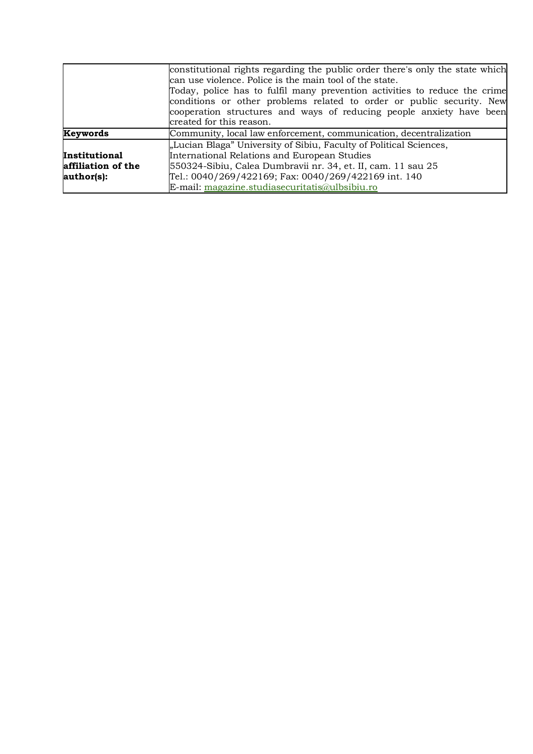| | |
|---|---|
| | constitutional rights regarding the public order there's only the state which can use violence. Police is the main tool of the state.<br>Today, police has to fulfil many prevention activities to reduce the crime conditions or other problems related to order or public security. New cooperation structures and ways of reducing people anxiety have been created for this reason. |
| **Keywords** | Community, local law enforcement, communication, decentralization |
| **Institutional affiliation of the author(s):** | „Lucian Blaga" University of Sibiu, Faculty of Political Sciences, International Relations and European Studies<br>550324-Sibiu, Calea Dumbravii nr. 34, et. II, cam. 11 sau 25<br>Tel.: 0040/269/422169; Fax: 0040/269/422169 int. 140<br>E-mail: magazine.studiasecuritatis@ulbsibiu.ro |